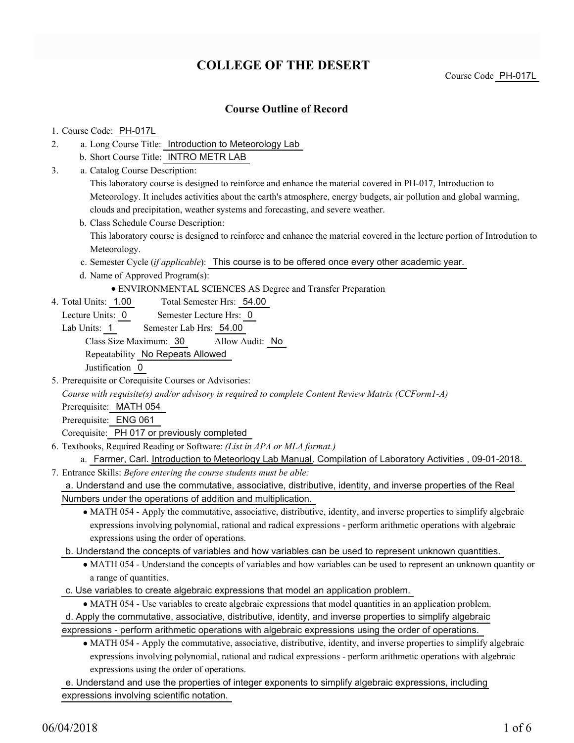# COLLEGE OF THE DESERT

Course Code PH-017L

## Course Outline of Record

1. Course Code: PH-017L
2. a. Long Course Title: Introduction to Meteorology Lab
   b. Short Course Title: INTRO METR LAB
3. a. Catalog Course Description:
   This laboratory course is designed to reinforce and enhance the material covered in PH-017, Introduction to Meteorology. It includes activities about the earth's atmosphere, energy budgets, air pollution and global warming, clouds and precipitation, weather systems and forecasting, and severe weather.
   b. Class Schedule Course Description:
   This laboratory course is designed to reinforce and enhance the material covered in the lecture portion of Introdution to Meteorology.
   c. Semester Cycle (*if applicable*): This course is to be offered once every other academic year.
   d. Name of Approved Program(s):
      - ENVIRONMENTAL SCIENCES AS Degree and Transfer Preparation
4. Total Units: 1.00 Total Semester Hrs: 54.00
   Lecture Units: 0 Semester Lecture Hrs: 0
   Lab Units: 1 Semester Lab Hrs: 54.00
   Class Size Maximum: 30 Allow Audit: No
   Repeatability No Repeats Allowed
   Justification 0
5. Prerequisite or Corequisite Courses or Advisories:
   *Course with requisite(s) and/or advisory is required to complete Content Review Matrix (CCForm1-A)*
   Prerequisite: MATH 054
   Prerequisite: ENG 061
   Corequisite: PH 017 or previously completed
6. Textbooks, Required Reading or Software: *(List in APA or MLA format.)*
   a. Farmer, Carl. Introduction to Meteorlogy Lab Manual. Compilation of Laboratory Activities , 09-01-2018.
7. Entrance Skills: *Before entering the course students must be able:*
   a. Understand and use the commutative, associative, distributive, identity, and inverse properties of the Real Numbers under the operations of addition and multiplication.
      - MATH 054 - Apply the commutative, associative, distributive, identity, and inverse properties to simplify algebraic expressions involving polynomial, rational and radical expressions - perform arithmetic operations with algebraic expressions using the order of operations.
   b. Understand the concepts of variables and how variables can be used to represent unknown quantities.
      - MATH 054 - Understand the concepts of variables and how variables can be used to represent an unknown quantity or a range of quantities.
   c. Use variables to create algebraic expressions that model an application problem.
      - MATH 054 - Use variables to create algebraic expressions that model quantities in an application problem.
   d. Apply the commutative, associative, distributive, identity, and inverse properties to simplify algebraic expressions - perform arithmetic operations with algebraic expressions using the order of operations.
      - MATH 054 - Apply the commutative, associative, distributive, identity, and inverse properties to simplify algebraic expressions involving polynomial, rational and radical expressions - perform arithmetic operations with algebraic expressions using the order of operations.
   e. Understand and use the properties of integer exponents to simplify algebraic expressions, including expressions involving scientific notation.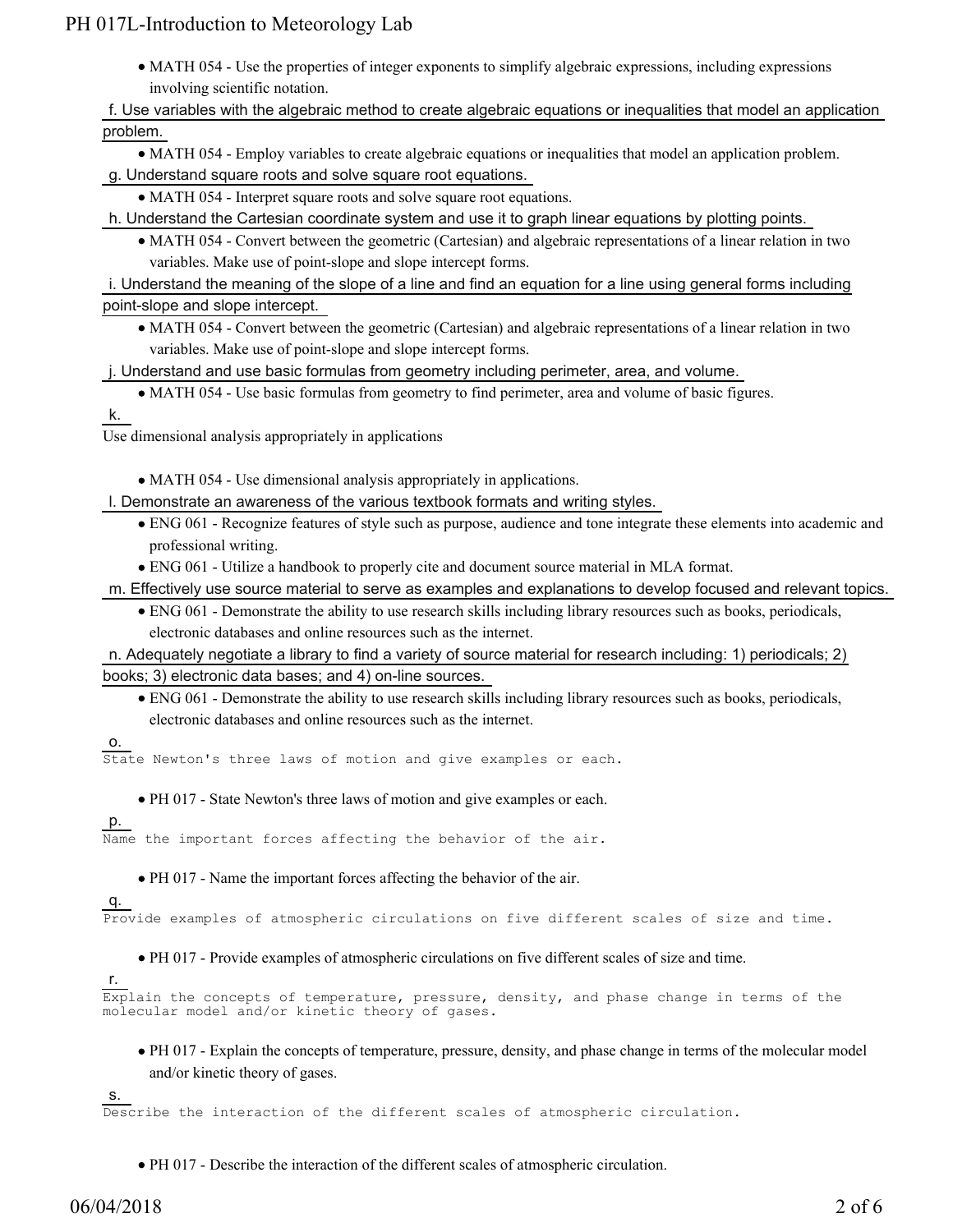- MATH 054 - Use the properties of integer exponents to simplify algebraic expressions, including expressions involving scientific notation.

f. Use variables with the algebraic method to create algebraic equations or inequalities that model an application problem.

- MATH 054 - Employ variables to create algebraic equations or inequalities that model an application problem.

g. Understand square roots and solve square root equations.

- MATH 054 - Interpret square roots and solve square root equations.

h. Understand the Cartesian coordinate system and use it to graph linear equations by plotting points.

- MATH 054 - Convert between the geometric (Cartesian) and algebraic representations of a linear relation in two variables. Make use of point-slope and slope intercept forms.

i. Understand the meaning of the slope of a line and find an equation for a line using general forms including point-slope and slope intercept.

- MATH 054 - Convert between the geometric (Cartesian) and algebraic representations of a linear relation in two variables. Make use of point-slope and slope intercept forms.

j. Understand and use basic formulas from geometry including perimeter, area, and volume.

- MATH 054 - Use basic formulas from geometry to find perimeter, area and volume of basic figures.

k.

Use dimensional analysis appropriately in applications

- MATH 054 - Use dimensional analysis appropriately in applications.

l. Demonstrate an awareness of the various textbook formats and writing styles.

- ENG 061 - Recognize features of style such as purpose, audience and tone integrate these elements into academic and professional writing.
- ENG 061 - Utilize a handbook to properly cite and document source material in MLA format.

m. Effectively use source material to serve as examples and explanations to develop focused and relevant topics.

- ENG 061 - Demonstrate the ability to use research skills including library resources such as books, periodicals, electronic databases and online resources such as the internet.

n. Adequately negotiate a library to find a variety of source material for research including: 1) periodicals; 2) books; 3) electronic data bases; and 4) on-line sources.

- ENG 061 - Demonstrate the ability to use research skills including library resources such as books, periodicals, electronic databases and online resources such as the internet.

o.

State Newton's three laws of motion and give examples or each.

- PH 017 - State Newton's three laws of motion and give examples or each.

p.

Name the important forces affecting the behavior of the air.

- PH 017 - Name the important forces affecting the behavior of the air.

q.

Provide examples of atmospheric circulations on five different scales of size and time.

- PH 017 - Provide examples of atmospheric circulations on five different scales of size and time.

r.

Explain the concepts of temperature, pressure, density, and phase change in terms of the molecular model and/or kinetic theory of gases.

- PH 017 - Explain the concepts of temperature, pressure, density, and phase change in terms of the molecular model and/or kinetic theory of gases.

s.

Describe the interaction of the different scales of atmospheric circulation.

- PH 017 - Describe the interaction of the different scales of atmospheric circulation.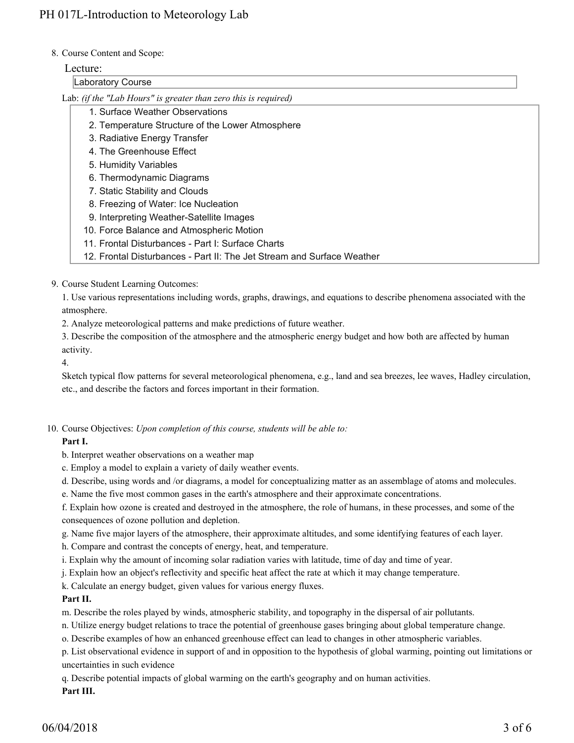8. Course Content and Scope:

Lecture:

Laboratory Course

Lab: *(if the "Lab Hours" is greater than zero this is required)*

1. Surface Weather Observations
2. Temperature Structure of the Lower Atmosphere
3. Radiative Energy Transfer
4. The Greenhouse Effect
5. Humidity Variables
6. Thermodynamic Diagrams
7. Static Stability and Clouds
8. Freezing of Water: Ice Nucleation
9. Interpreting Weather-Satellite Images
10. Force Balance and Atmospheric Motion
11. Frontal Disturbances - Part I: Surface Charts
12. Frontal Disturbances - Part II: The Jet Stream and Surface Weather

9. Course Student Learning Outcomes:

1. Use various representations including words, graphs, drawings, and equations to describe phenomena associated with the atmosphere.

2. Analyze meteorological patterns and make predictions of future weather.

3. Describe the composition of the atmosphere and the atmospheric energy budget and how both are affected by human activity.

4.

Sketch typical flow patterns for several meteorological phenomena, e.g., land and sea breezes, lee waves, Hadley circulation, etc., and describe the factors and forces important in their formation.

10. Course Objectives: *Upon completion of this course, students will be able to:*

**Part I.**

b. Interpret weather observations on a weather map

c. Employ a model to explain a variety of daily weather events.

d. Describe, using words and /or diagrams, a model for conceptualizing matter as an assemblage of atoms and molecules.

e. Name the five most common gases in the earth's atmosphere and their approximate concentrations.

f. Explain how ozone is created and destroyed in the atmosphere, the role of humans, in these processes, and some of the consequences of ozone pollution and depletion.

g. Name five major layers of the atmosphere, their approximate altitudes, and some identifying features of each layer.

h. Compare and contrast the concepts of energy, heat, and temperature.

i. Explain why the amount of incoming solar radiation varies with latitude, time of day and time of year.

j. Explain how an object's reflectivity and specific heat affect the rate at which it may change temperature.

k. Calculate an energy budget, given values for various energy fluxes.

**Part II.**

m. Describe the roles played by winds, atmospheric stability, and topography in the dispersal of air pollutants.

n. Utilize energy budget relations to trace the potential of greenhouse gases bringing about global temperature change.

o. Describe examples of how an enhanced greenhouse effect can lead to changes in other atmospheric variables.

p. List observational evidence in support of and in opposition to the hypothesis of global warming, pointing out limitations or uncertainties in such evidence

q. Describe potential impacts of global warming on the earth's geography and on human activities.

**Part III.**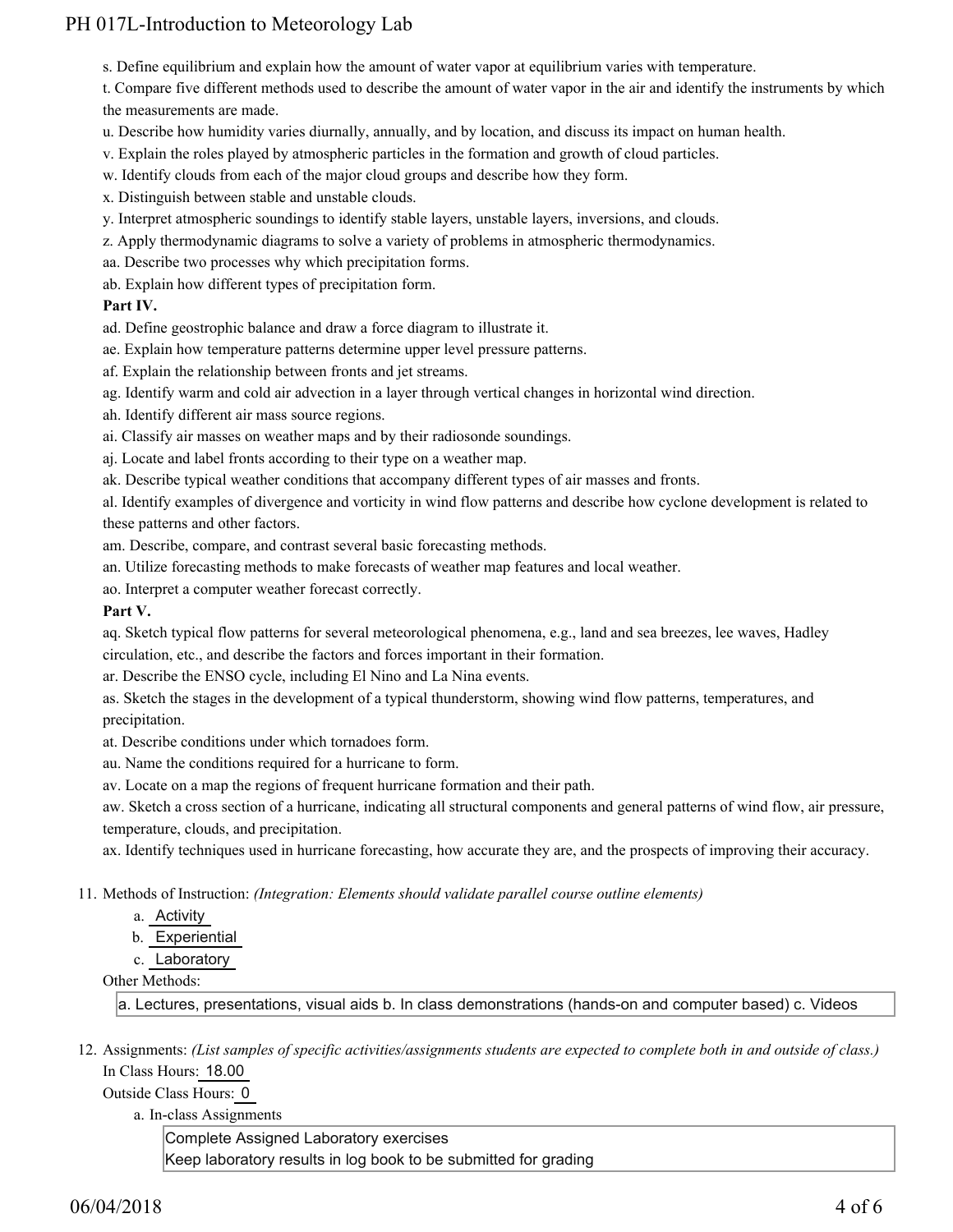s. Define equilibrium and explain how the amount of water vapor at equilibrium varies with temperature.

t. Compare five different methods used to describe the amount of water vapor in the air and identify the instruments by which the measurements are made.

u. Describe how humidity varies diurnally, annually, and by location, and discuss its impact on human health.

v. Explain the roles played by atmospheric particles in the formation and growth of cloud particles.

w. Identify clouds from each of the major cloud groups and describe how they form.

x. Distinguish between stable and unstable clouds.

y. Interpret atmospheric soundings to identify stable layers, unstable layers, inversions, and clouds.

z. Apply thermodynamic diagrams to solve a variety of problems in atmospheric thermodynamics.

aa. Describe two processes why which precipitation forms.

ab. Explain how different types of precipitation form.

**Part IV.**

ad. Define geostrophic balance and draw a force diagram to illustrate it.

ae. Explain how temperature patterns determine upper level pressure patterns.

af. Explain the relationship between fronts and jet streams.

ag. Identify warm and cold air advection in a layer through vertical changes in horizontal wind direction.

ah. Identify different air mass source regions.

ai. Classify air masses on weather maps and by their radiosonde soundings.

aj. Locate and label fronts according to their type on a weather map.

ak. Describe typical weather conditions that accompany different types of air masses and fronts.

al. Identify examples of divergence and vorticity in wind flow patterns and describe how cyclone development is related to these patterns and other factors.

am. Describe, compare, and contrast several basic forecasting methods.

an. Utilize forecasting methods to make forecasts of weather map features and local weather.

ao. Interpret a computer weather forecast correctly.

**Part V.**

aq. Sketch typical flow patterns for several meteorological phenomena, e.g., land and sea breezes, lee waves, Hadley circulation, etc., and describe the factors and forces important in their formation.

ar. Describe the ENSO cycle, including El Nino and La Nina events.

as. Sketch the stages in the development of a typical thunderstorm, showing wind flow patterns, temperatures, and precipitation.

at. Describe conditions under which tornadoes form.

au. Name the conditions required for a hurricane to form.

av. Locate on a map the regions of frequent hurricane formation and their path.

aw. Sketch a cross section of a hurricane, indicating all structural components and general patterns of wind flow, air pressure, temperature, clouds, and precipitation.

ax. Identify techniques used in hurricane forecasting, how accurate they are, and the prospects of improving their accuracy.

11. Methods of Instruction: *(Integration: Elements should validate parallel course outline elements)*
    a. Activity
    b. Experiential
    c. Laboratory

    Other Methods:

    a. Lectures, presentations, visual aids b. In class demonstrations (hands-on and computer based) c. Videos

12. Assignments: *(List samples of specific activities/assignments students are expected to complete both in and outside of class.)*

    In Class Hours: 18.00

    Outside Class Hours: 0

    a. In-class Assignments

       Complete Assigned Laboratory exercises
       Keep laboratory results in log book to be submitted for grading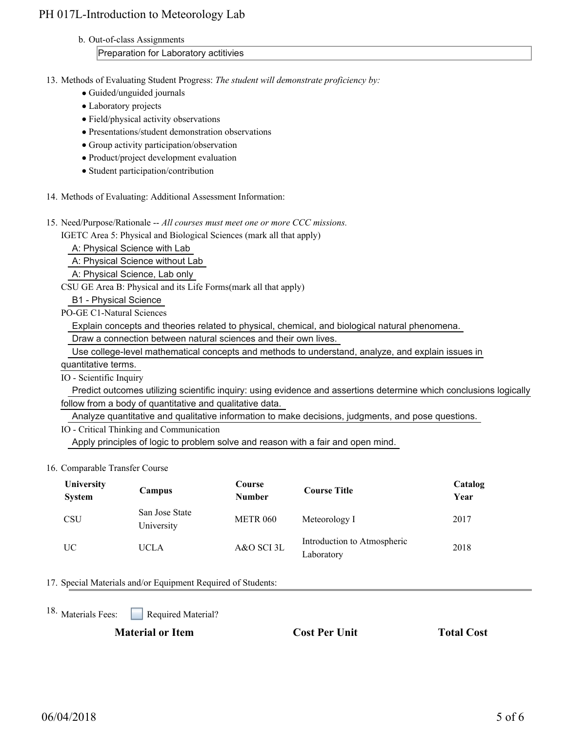b. Out-of-class Assignments

Preparation for Laboratory actitivies

13. Methods of Evaluating Student Progress: *The student will demonstrate proficiency by:*
    - Guided/unguided journals
    - Laboratory projects
    - Field/physical activity observations
    - Presentations/student demonstration observations
    - Group activity participation/observation
    - Product/project development evaluation
    - Student participation/contribution

14. Methods of Evaluating: Additional Assessment Information:

15. Need/Purpose/Rationale -- *All courses must meet one or more CCC missions.*

    IGETC Area 5: Physical and Biological Sciences (mark all that apply)

    A: Physical Science with Lab

    A: Physical Science without Lab

    A: Physical Science, Lab only

    CSU GE Area B: Physical and its Life Forms(mark all that apply)

    B1 - Physical Science

    PO-GE C1-Natural Sciences

    Explain concepts and theories related to physical, chemical, and biological natural phenomena.

    Draw a connection between natural sciences and their own lives.

    Use college-level mathematical concepts and methods to understand, analyze, and explain issues in quantitative terms.

    IO - Scientific Inquiry

    Predict outcomes utilizing scientific inquiry: using evidence and assertions determine which conclusions logically follow from a body of quantitative and qualitative data.

    Analyze quantitative and qualitative information to make decisions, judgments, and pose questions.

    IO - Critical Thinking and Communication

    Apply principles of logic to problem solve and reason with a fair and open mind.

16. Comparable Transfer Course

| University System | Campus | Course Number | Course Title | Catalog Year |
|---|---|---|---|---|
| CSU | San Jose State University | METR 060 | Meteorology I | 2017 |
| UC | UCLA | A&O SCI 3L | Introduction to Atmospheric Laboratory | 2018 |

17. Special Materials and/or Equipment Required of Students:

18. Materials Fees: ☐ Required Material?

| Material or Item | Cost Per Unit | Total Cost |
|---|---|---|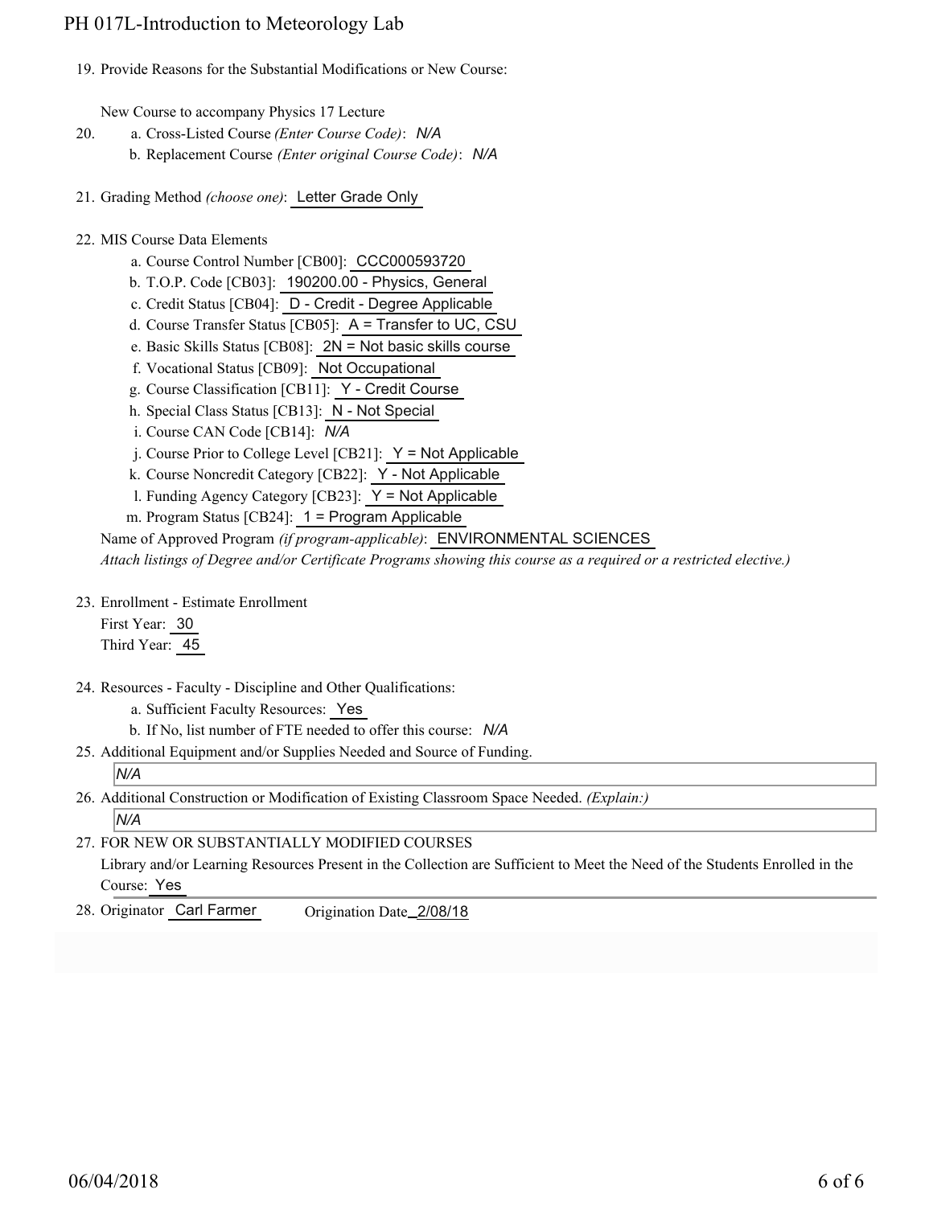19. Provide Reasons for the Substantial Modifications or New Course:

    New Course to accompany Physics 17 Lecture

20. a. Cross-Listed Course *(Enter Course Code)*: *N/A*
    b. Replacement Course *(Enter original Course Code)*: *N/A*

21. Grading Method *(choose one)*: Letter Grade Only

22. MIS Course Data Elements
    a. Course Control Number [CB00]: CCC000593720
    b. T.O.P. Code [CB03]: 190200.00 - Physics, General
    c. Credit Status [CB04]: D - Credit - Degree Applicable
    d. Course Transfer Status [CB05]: A = Transfer to UC, CSU
    e. Basic Skills Status [CB08]: 2N = Not basic skills course
    f. Vocational Status [CB09]: Not Occupational
    g. Course Classification [CB11]: Y - Credit Course
    h. Special Class Status [CB13]: N - Not Special
    i. Course CAN Code [CB14]: *N/A*
    j. Course Prior to College Level [CB21]: Y = Not Applicable
    k. Course Noncredit Category [CB22]: Y - Not Applicable
    l. Funding Agency Category [CB23]: Y = Not Applicable
    m. Program Status [CB24]: 1 = Program Applicable

    Name of Approved Program *(if program-applicable)*: ENVIRONMENTAL SCIENCES

    *Attach listings of Degree and/or Certificate Programs showing this course as a required or a restricted elective.)*

23. Enrollment - Estimate Enrollment
    First Year: 30
    Third Year: 45

24. Resources - Faculty - Discipline and Other Qualifications:
    a. Sufficient Faculty Resources: Yes
    b. If No, list number of FTE needed to offer this course: *N/A*

25. Additional Equipment and/or Supplies Needed and Source of Funding.

    *N/A*

26. Additional Construction or Modification of Existing Classroom Space Needed. *(Explain:)*

    *N/A*

27. FOR NEW OR SUBSTANTIALLY MODIFIED COURSES
    Library and/or Learning Resources Present in the Collection are Sufficient to Meet the Need of the Students Enrolled in the Course: Yes

28. Originator Carl Farmer    Origination Date 2/08/18